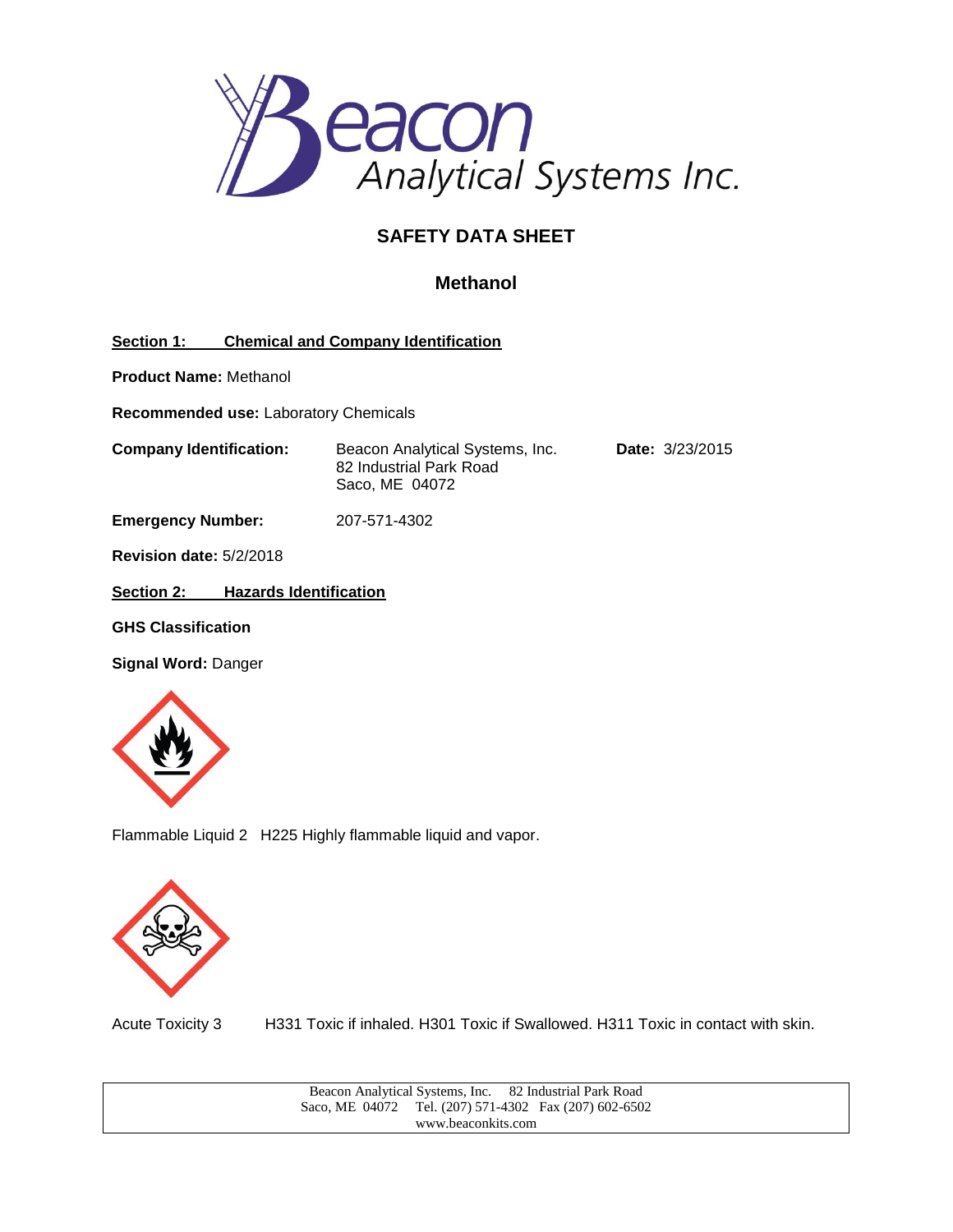Beacon Analytical Systems Inc.

# SAFETY DATA SHEET

## Methanol

**Section 1: Chemical and Company Identification**

**Product Name:** Methanol

**Recommended use:** Laboratory Chemicals

**Company Identification:** Beacon Analytical Systems, Inc.
82 Industrial Park Road
Saco, ME 04072

**Date:** 3/23/2015

**Emergency Number:** 207-571-4302

**Revision date:** 5/2/2018

**Section 2: Hazards Identification**

**GHS Classification**

**Signal Word:** Danger

Flammable Liquid 2 H225 Highly flammable liquid and vapor.

Acute Toxicity 3 H331 Toxic if inhaled. H301 Toxic if Swallowed. H311 Toxic in contact with skin.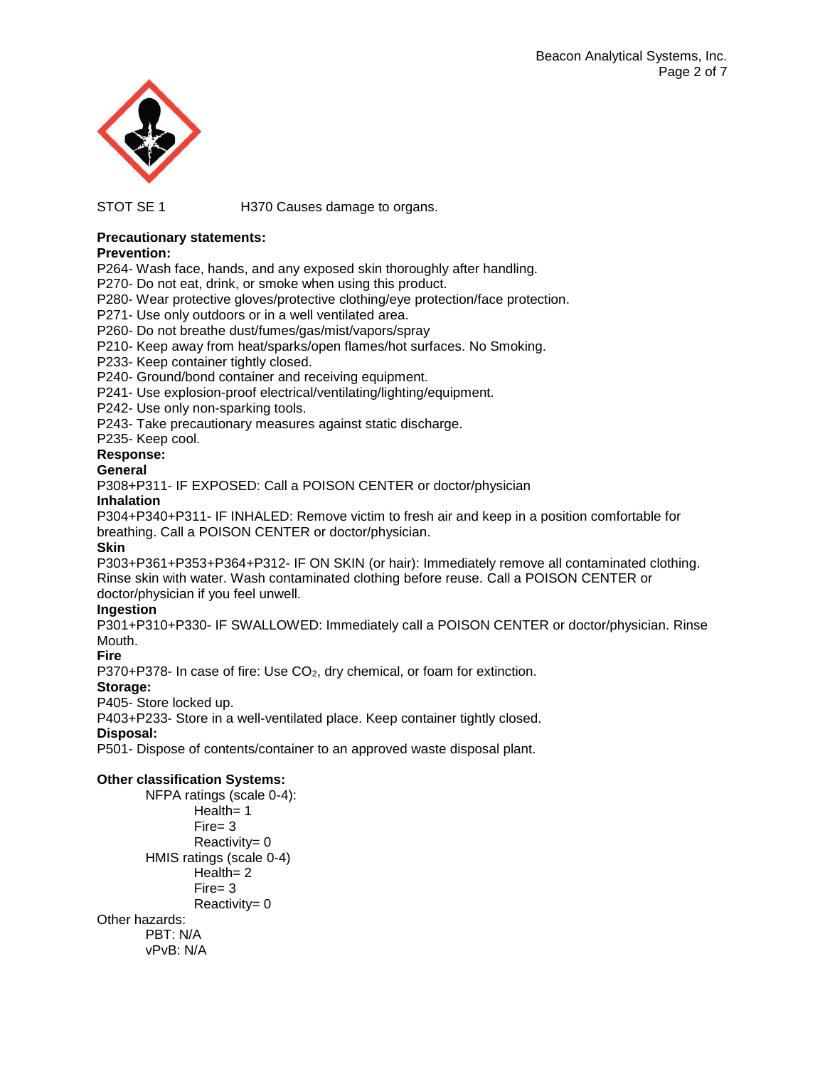STOT SE 1 H370 Causes damage to organs.

**Precautionary statements:**

**Prevention:**

P264- Wash face, hands, and any exposed skin thoroughly after handling.
P270- Do not eat, drink, or smoke when using this product.
P280- Wear protective gloves/protective clothing/eye protection/face protection.
P271- Use only outdoors or in a well ventilated area.
P260- Do not breathe dust/fumes/gas/mist/vapors/spray
P210- Keep away from heat/sparks/open flames/hot surfaces. No Smoking.
P233- Keep container tightly closed.
P240- Ground/bond container and receiving equipment.
P241- Use explosion-proof electrical/ventilating/lighting/equipment.
P242- Use only non-sparking tools.
P243- Take precautionary measures against static discharge.
P235- Keep cool.

**Response:**

**General**

P308+P311- IF EXPOSED: Call a POISON CENTER or doctor/physician

**Inhalation**

P304+P340+P311- IF INHALED: Remove victim to fresh air and keep in a position comfortable for breathing. Call a POISON CENTER or doctor/physician.

**Skin**

P303+P361+P353+P364+P312- IF ON SKIN (or hair): Immediately remove all contaminated clothing. Rinse skin with water. Wash contaminated clothing before reuse. Call a POISON CENTER or doctor/physician if you feel unwell.

**Ingestion**

P301+P310+P330- IF SWALLOWED: Immediately call a POISON CENTER or doctor/physician. Rinse Mouth.

**Fire**

P370+P378- In case of fire: Use $CO_2$, dry chemical, or foam for extinction.

**Storage:**

P405- Store locked up.
P403+P233- Store in a well-ventilated place. Keep container tightly closed.

**Disposal:**

P501- Dispose of contents/container to an approved waste disposal plant.

**Other classification Systems:**

NFPA ratings (scale 0-4):
- Health= 1
- Fire= 3
- Reactivity= 0

HMIS ratings (scale 0-4)
- Health= 2
- Fire= 3
- Reactivity= 0

Other hazards:
- PBT: N/A
- vPvB: N/A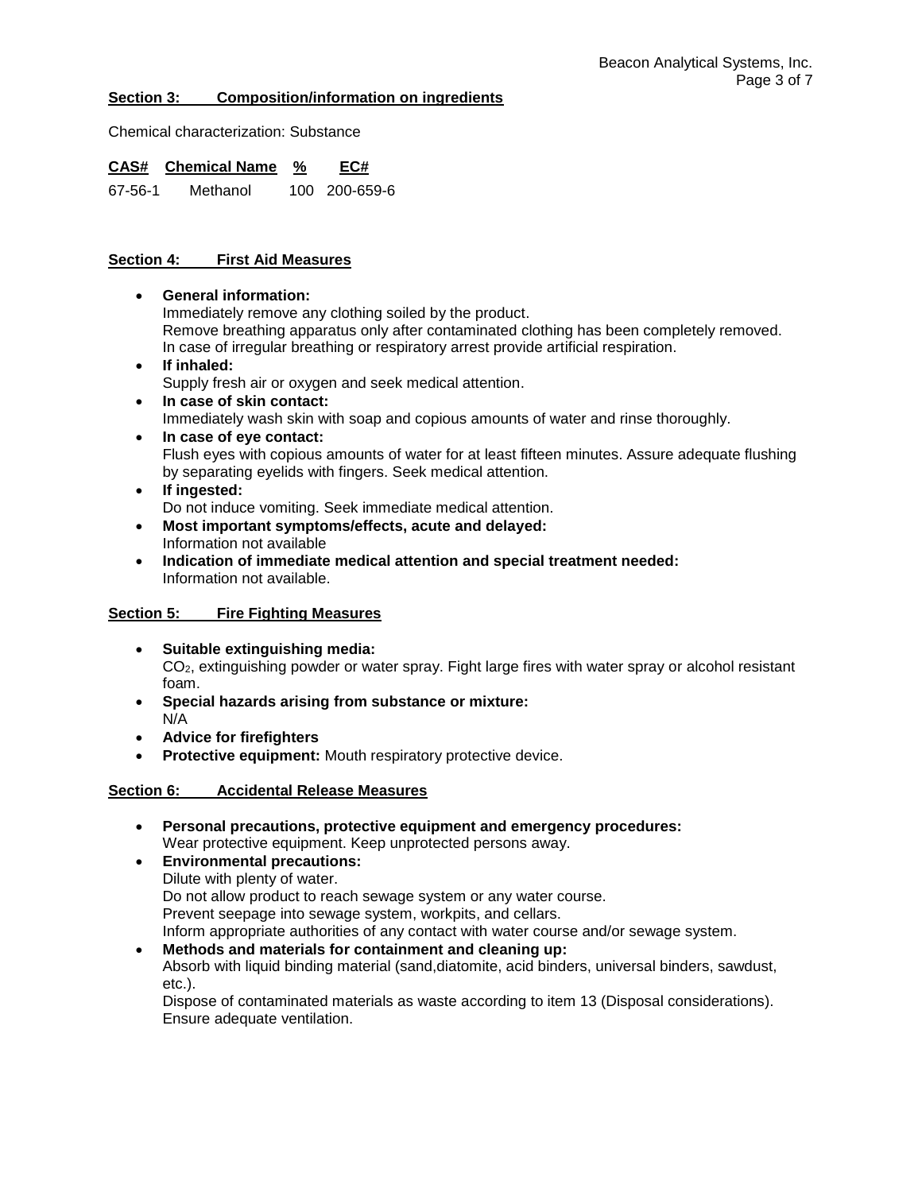## Section 3: Composition/information on ingredients

Chemical characterization: Substance

| CAS# | Chemical Name | % | EC# |
|---|---|---|---|
| 67-56-1 | Methanol | 100 | 200-659-6 |

## Section 4: First Aid Measures

- **General information:**
  Immediately remove any clothing soiled by the product.
  Remove breathing apparatus only after contaminated clothing has been completely removed.
  In case of irregular breathing or respiratory arrest provide artificial respiration.
- **If inhaled:**
  Supply fresh air or oxygen and seek medical attention.
- **In case of skin contact:**
  Immediately wash skin with soap and copious amounts of water and rinse thoroughly.
- **In case of eye contact:**
  Flush eyes with copious amounts of water for at least fifteen minutes. Assure adequate flushing by separating eyelids with fingers. Seek medical attention.
- **If ingested:**
  Do not induce vomiting. Seek immediate medical attention.
- **Most important symptoms/effects, acute and delayed:**
  Information not available
- **Indication of immediate medical attention and special treatment needed:**
  Information not available.

## Section 5: Fire Fighting Measures

- **Suitable extinguishing media:**
  $CO_2$, extinguishing powder or water spray. Fight large fires with water spray or alcohol resistant foam.
- **Special hazards arising from substance or mixture:**
  N/A
- **Advice for firefighters**
- **Protective equipment:** Mouth respiratory protective device.

## Section 6: Accidental Release Measures

- **Personal precautions, protective equipment and emergency procedures:**
  Wear protective equipment. Keep unprotected persons away.
- **Environmental precautions:**
  Dilute with plenty of water.
  Do not allow product to reach sewage system or any water course.
  Prevent seepage into sewage system, workpits, and cellars.
  Inform appropriate authorities of any contact with water course and/or sewage system.
- **Methods and materials for containment and cleaning up:**
  Absorb with liquid binding material (sand,diatomite, acid binders, universal binders, sawdust, etc.).
  Dispose of contaminated materials as waste according to item 13 (Disposal considerations).
  Ensure adequate ventilation.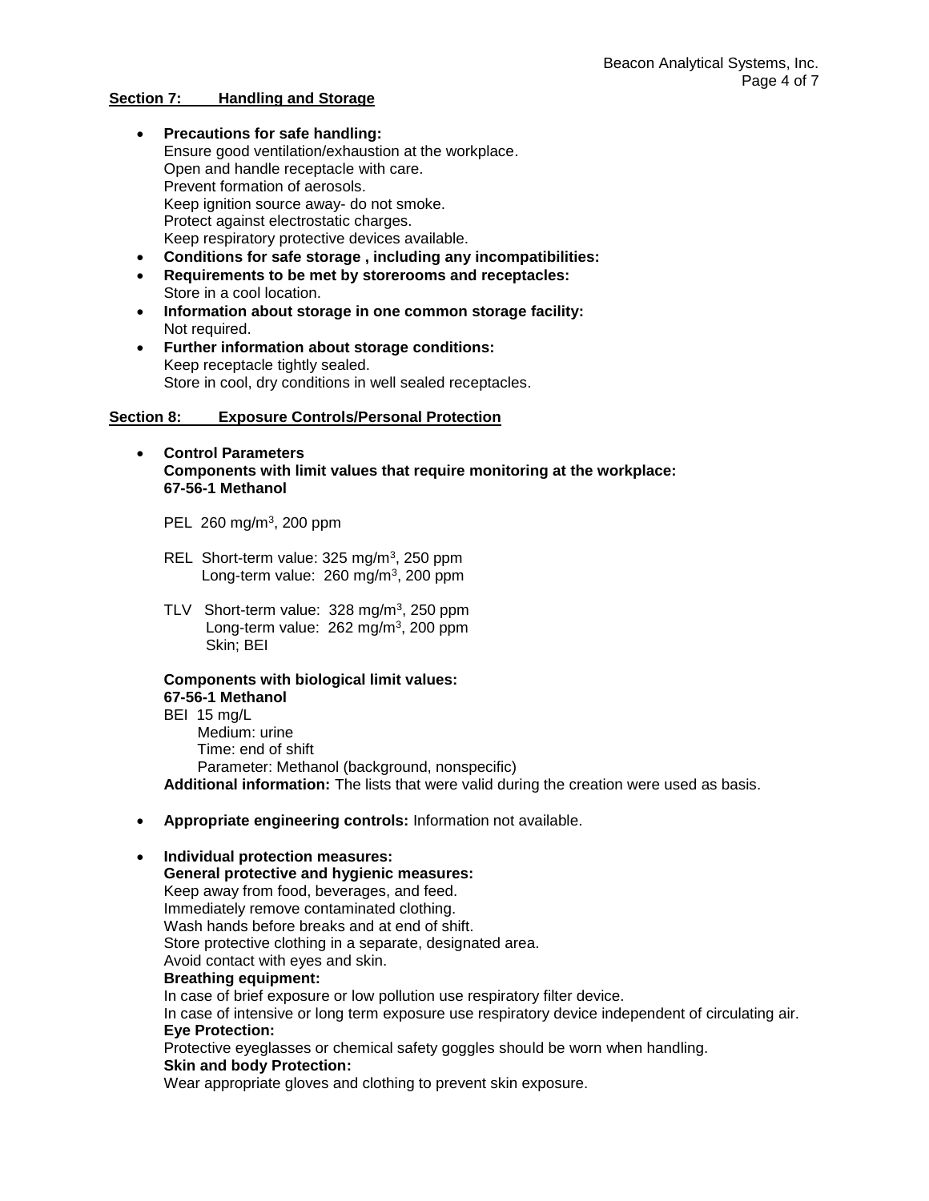## Section 7: Handling and Storage

- **Precautions for safe handling:**
  Ensure good ventilation/exhaustion at the workplace.
  Open and handle receptacle with care.
  Prevent formation of aerosols.
  Keep ignition source away- do not smoke.
  Protect against electrostatic charges.
  Keep respiratory protective devices available.
- **Conditions for safe storage , including any incompatibilities:**
- **Requirements to be met by storerooms and receptacles:**
  Store in a cool location.
- **Information about storage in one common storage facility:**
  Not required.
- **Further information about storage conditions:**
  Keep receptacle tightly sealed.
  Store in cool, dry conditions in well sealed receptacles.

## Section 8: Exposure Controls/Personal Protection

- **Control Parameters**
  **Components with limit values that require monitoring at the workplace:**
  **67-56-1 Methanol**

  PEL 260 mg/m$^3$, 200 ppm

  REL Short-term value: 325 mg/m$^3$, 250 ppm
  Long-term value: 260 mg/m$^3$, 200 ppm

  TLV Short-term value: 328 mg/m$^3$, 250 ppm
  Long-term value: 262 mg/m$^3$, 200 ppm
  Skin; BEI

  **Components with biological limit values:**
  **67-56-1 Methanol**
  BEI 15 mg/L
  Medium: urine
  Time: end of shift
  Parameter: Methanol (background, nonspecific)
  **Additional information:** The lists that were valid during the creation were used as basis.

- **Appropriate engineering controls:** Information not available.

- **Individual protection measures:**
  **General protective and hygienic measures:**
  Keep away from food, beverages, and feed.
  Immediately remove contaminated clothing.
  Wash hands before breaks and at end of shift.
  Store protective clothing in a separate, designated area.
  Avoid contact with eyes and skin.
  **Breathing equipment:**
  In case of brief exposure or low pollution use respiratory filter device.
  In case of intensive or long term exposure use respiratory device independent of circulating air.
  **Eye Protection:**
  Protective eyeglasses or chemical safety goggles should be worn when handling.
  **Skin and body Protection:**
  Wear appropriate gloves and clothing to prevent skin exposure.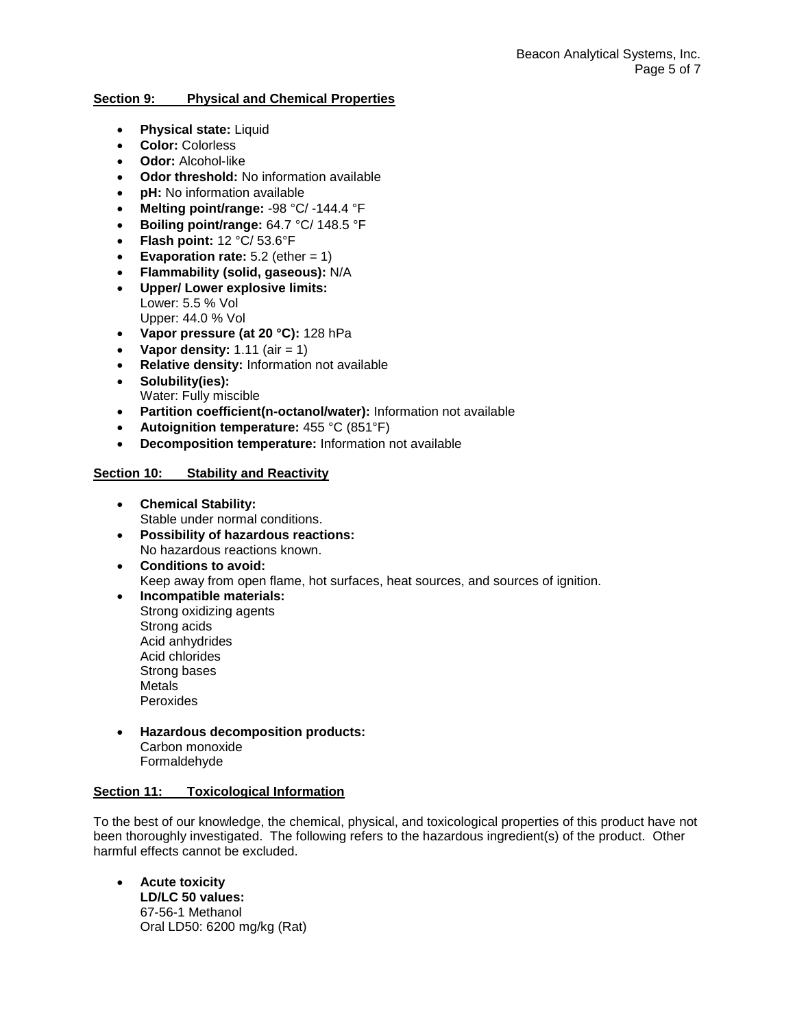## Section 9: Physical and Chemical Properties

- **Physical state:** Liquid
- **Color:** Colorless
- **Odor:** Alcohol-like
- **Odor threshold:** No information available
- **pH:** No information available
- **Melting point/range:** -98 °C/ -144.4 °F
- **Boiling point/range:** 64.7 °C/ 148.5 °F
- **Flash point:** 12 °C/ 53.6°F
- **Evaporation rate:** 5.2 (ether = 1)
- **Flammability (solid, gaseous):** N/A
- **Upper/ Lower explosive limits:**
  Lower: 5.5 % Vol
  Upper: 44.0 % Vol
- **Vapor pressure (at 20 °C):** 128 hPa
- **Vapor density:** 1.11 (air = 1)
- **Relative density:** Information not available
- **Solubility(ies):**
  Water: Fully miscible
- **Partition coefficient(n-octanol/water):** Information not available
- **Autoignition temperature:** 455 °C (851°F)
- **Decomposition temperature:** Information not available

## Section 10: Stability and Reactivity

- **Chemical Stability:**
  Stable under normal conditions.
- **Possibility of hazardous reactions:**
  No hazardous reactions known.
- **Conditions to avoid:**
  Keep away from open flame, hot surfaces, heat sources, and sources of ignition.
- **Incompatible materials:**
  Strong oxidizing agents
  Strong acids
  Acid anhydrides
  Acid chlorides
  Strong bases
  Metals
  Peroxides

- **Hazardous decomposition products:**
  Carbon monoxide
  Formaldehyde

## Section 11: Toxicological Information

To the best of our knowledge, the chemical, physical, and toxicological properties of this product have not been thoroughly investigated. The following refers to the hazardous ingredient(s) of the product. Other harmful effects cannot be excluded.

- **Acute toxicity**
  **LD/LC 50 values:**
  67-56-1 Methanol
  Oral LD50: 6200 mg/kg (Rat)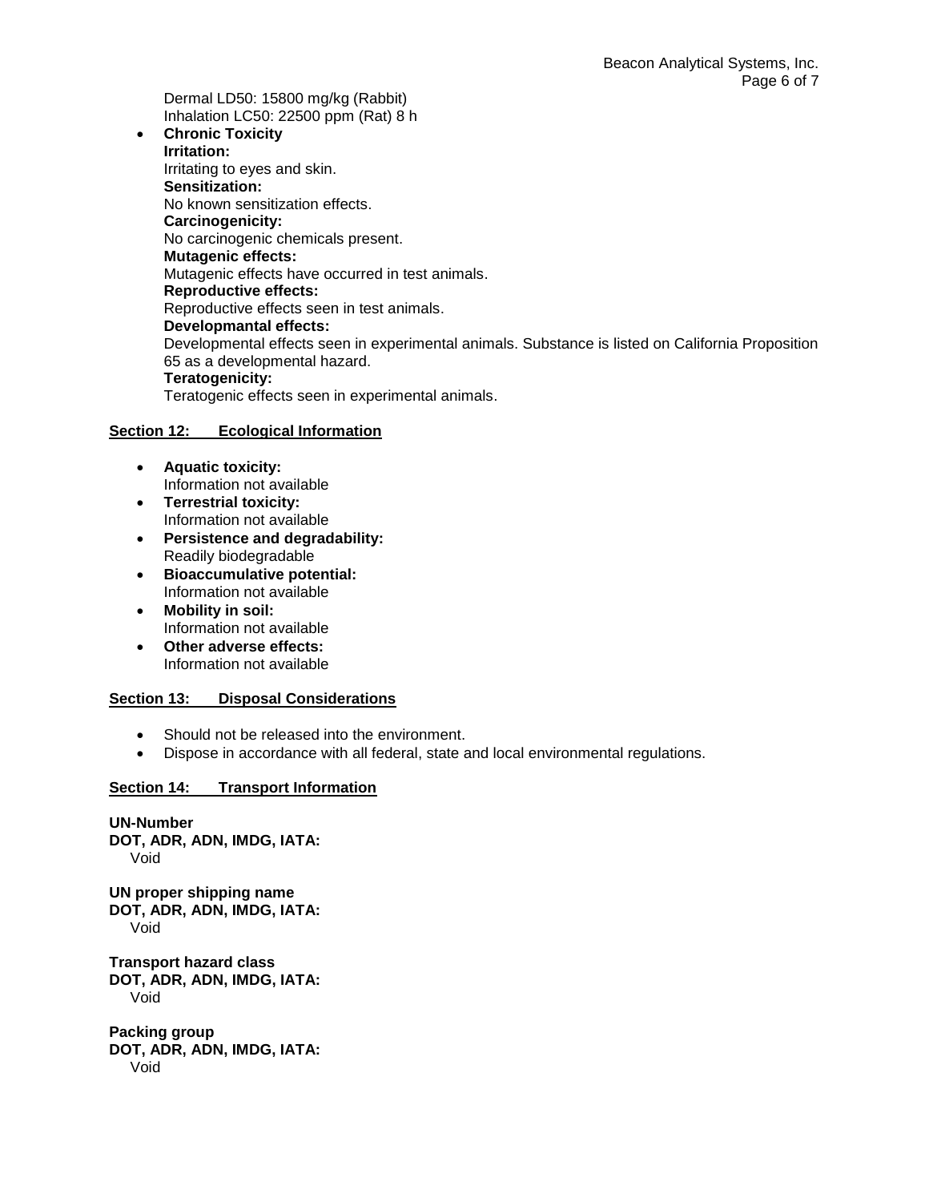Dermal LD50: 15800 mg/kg (Rabbit)
Inhalation LC50: 22500 ppm (Rat) 8 h

- **Chronic Toxicity**
  **Irritation:**
  Irritating to eyes and skin.
  **Sensitization:**
  No known sensitization effects.
  **Carcinogenicity:**
  No carcinogenic chemicals present.
  **Mutagenic effects:**
  Mutagenic effects have occurred in test animals.
  **Reproductive effects:**
  Reproductive effects seen in test animals.
  **Developmantal effects:**
  Developmental effects seen in experimental animals. Substance is listed on California Proposition 65 as a developmental hazard.
  **Teratogenicity:**
  Teratogenic effects seen in experimental animals.

## Section 12: Ecological Information

- **Aquatic toxicity:**
  Information not available
- **Terrestrial toxicity:**
  Information not available
- **Persistence and degradability:**
  Readily biodegradable
- **Bioaccumulative potential:**
  Information not available
- **Mobility in soil:**
  Information not available
- **Other adverse effects:**
  Information not available

## Section 13: Disposal Considerations

- Should not be released into the environment.
- Dispose in accordance with all federal, state and local environmental regulations.

## Section 14: Transport Information

**UN-Number**
**DOT, ADR, ADN, IMDG, IATA:**
Void

**UN proper shipping name**
**DOT, ADR, ADN, IMDG, IATA:**
Void

**Transport hazard class**
**DOT, ADR, ADN, IMDG, IATA:**
Void

**Packing group**
**DOT, ADR, ADN, IMDG, IATA:**
Void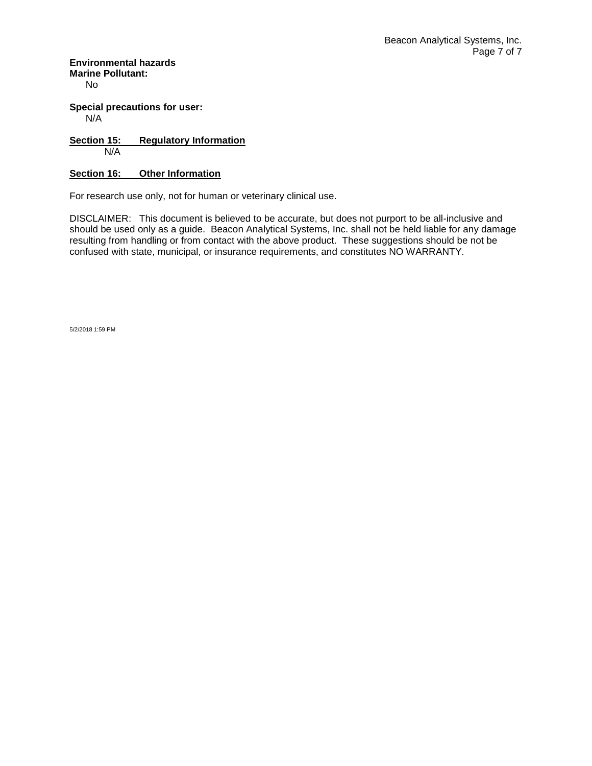**Environmental hazards**
**Marine Pollutant:**
No

**Special precautions for user:**
N/A

## Section 15: Regulatory Information

N/A

## Section 16: Other Information

For research use only, not for human or veterinary clinical use.

DISCLAIMER: This document is believed to be accurate, but does not purport to be all-inclusive and should be used only as a guide. Beacon Analytical Systems, Inc. shall not be held liable for any damage resulting from handling or from contact with the above product. These suggestions should be not be confused with state, municipal, or insurance requirements, and constitutes NO WARRANTY.

5/2/2018 1:59 PM